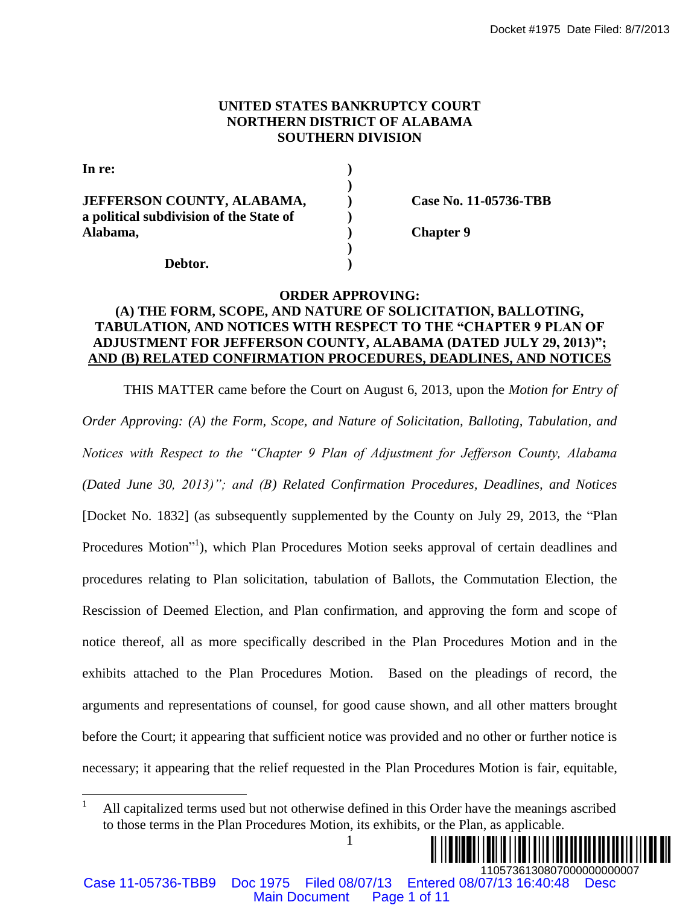**UNITED STATES BANKRUPTCY COURT**
**NORTHERN DISTRICT OF ALABAMA**
**SOUTHERN DIVISION**

| | | |
|---|---|---|
| **In re:** | ) | |
| | ) | |
| **JEFFERSON COUNTY, ALABAMA, a political subdivision of the State of Alabama,** | ) | **Case No. 11-05736-TBB** |
| | ) | **Chapter 9** |
| **Debtor.** | ) | |

**ORDER APPROVING:**
**(A) THE FORM, SCOPE, AND NATURE OF SOLICITATION, BALLOTING, TABULATION, AND NOTICES WITH RESPECT TO THE "CHAPTER 9 PLAN OF ADJUSTMENT FOR JEFFERSON COUNTY, ALABAMA (DATED JULY 29, 2013)"; AND (B) RELATED CONFIRMATION PROCEDURES, DEADLINES, AND NOTICES**

THIS MATTER came before the Court on August 6, 2013, upon the *Motion for Entry of Order Approving: (A) the Form, Scope, and Nature of Solicitation, Balloting, Tabulation, and Notices with Respect to the "Chapter 9 Plan of Adjustment for Jefferson County, Alabama (Dated June 30, 2013)"; and (B) Related Confirmation Procedures, Deadlines, and Notices* [Docket No. 1832] (as subsequently supplemented by the County on July 29, 2013, the "Plan Procedures Motion"[1]), which Plan Procedures Motion seeks approval of certain deadlines and procedures relating to Plan solicitation, tabulation of Ballots, the Commutation Election, the Rescission of Deemed Election, and Plan confirmation, and approving the form and scope of notice thereof, all as more specifically described in the Plan Procedures Motion and in the exhibits attached to the Plan Procedures Motion. Based on the pleadings of record, the arguments and representations of counsel, for good cause shown, and all other matters brought before the Court; it appearing that sufficient notice was provided and no other or further notice is necessary; it appearing that the relief requested in the Plan Procedures Motion is fair, equitable,

[1] All capitalized terms used but not otherwise defined in this Order have the meanings ascribed to those terms in the Plan Procedures Motion, its exhibits, or the Plan, as applicable.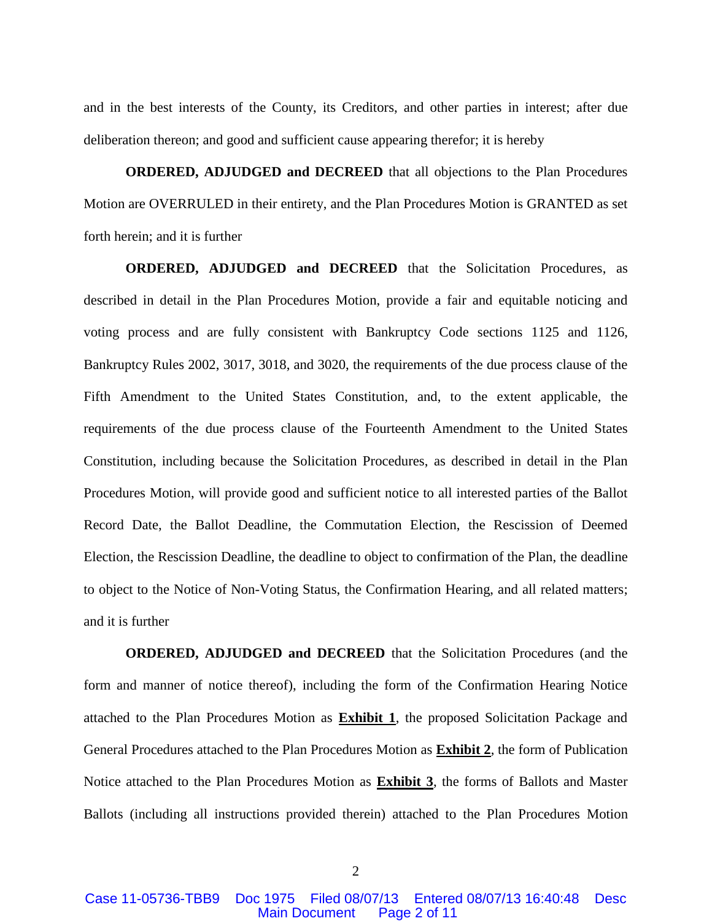and in the best interests of the County, its Creditors, and other parties in interest; after due deliberation thereon; and good and sufficient cause appearing therefor; it is hereby

**ORDERED, ADJUDGED and DECREED** that all objections to the Plan Procedures Motion are OVERRULED in their entirety, and the Plan Procedures Motion is GRANTED as set forth herein; and it is further

**ORDERED, ADJUDGED and DECREED** that the Solicitation Procedures, as described in detail in the Plan Procedures Motion, provide a fair and equitable noticing and voting process and are fully consistent with Bankruptcy Code sections 1125 and 1126, Bankruptcy Rules 2002, 3017, 3018, and 3020, the requirements of the due process clause of the Fifth Amendment to the United States Constitution, and, to the extent applicable, the requirements of the due process clause of the Fourteenth Amendment to the United States Constitution, including because the Solicitation Procedures, as described in detail in the Plan Procedures Motion, will provide good and sufficient notice to all interested parties of the Ballot Record Date, the Ballot Deadline, the Commutation Election, the Rescission of Deemed Election, the Rescission Deadline, the deadline to object to confirmation of the Plan, the deadline to object to the Notice of Non-Voting Status, the Confirmation Hearing, and all related matters; and it is further

**ORDERED, ADJUDGED and DECREED** that the Solicitation Procedures (and the form and manner of notice thereof), including the form of the Confirmation Hearing Notice attached to the Plan Procedures Motion as **Exhibit 1**, the proposed Solicitation Package and General Procedures attached to the Plan Procedures Motion as **Exhibit 2**, the form of Publication Notice attached to the Plan Procedures Motion as **Exhibit 3**, the forms of Ballots and Master Ballots (including all instructions provided therein) attached to the Plan Procedures Motion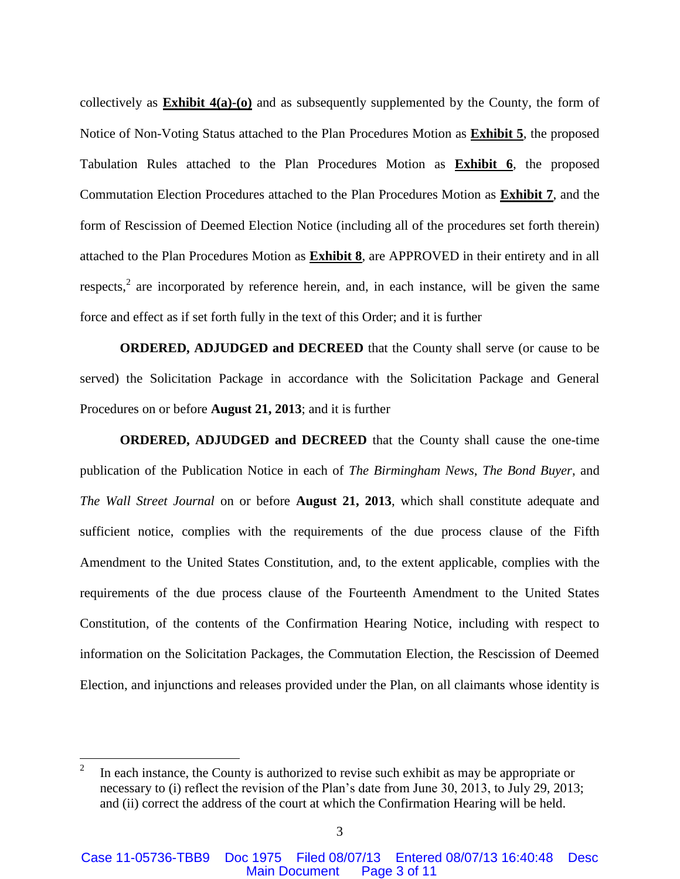collectively as **Exhibit 4(a)-(o)** and as subsequently supplemented by the County, the form of Notice of Non-Voting Status attached to the Plan Procedures Motion as **Exhibit 5**, the proposed Tabulation Rules attached to the Plan Procedures Motion as **Exhibit 6**, the proposed Commutation Election Procedures attached to the Plan Procedures Motion as **Exhibit 7**, and the form of Rescission of Deemed Election Notice (including all of the procedures set forth therein) attached to the Plan Procedures Motion as **Exhibit 8**, are APPROVED in their entirety and in all respects,[2] are incorporated by reference herein, and, in each instance, will be given the same force and effect as if set forth fully in the text of this Order; and it is further

**ORDERED, ADJUDGED and DECREED** that the County shall serve (or cause to be served) the Solicitation Package in accordance with the Solicitation Package and General Procedures on or before **August 21, 2013**; and it is further

**ORDERED, ADJUDGED and DECREED** that the County shall cause the one-time publication of the Publication Notice in each of *The Birmingham News*, *The Bond Buyer*, and *The Wall Street Journal* on or before **August 21, 2013**, which shall constitute adequate and sufficient notice, complies with the requirements of the due process clause of the Fifth Amendment to the United States Constitution, and, to the extent applicable, complies with the requirements of the due process clause of the Fourteenth Amendment to the United States Constitution, of the contents of the Confirmation Hearing Notice, including with respect to information on the Solicitation Packages, the Commutation Election, the Rescission of Deemed Election, and injunctions and releases provided under the Plan, on all claimants whose identity is

---

[2] In each instance, the County is authorized to revise such exhibit as may be appropriate or necessary to (i) reflect the revision of the Plan's date from June 30, 2013, to July 29, 2013; and (ii) correct the address of the court at which the Confirmation Hearing will be held.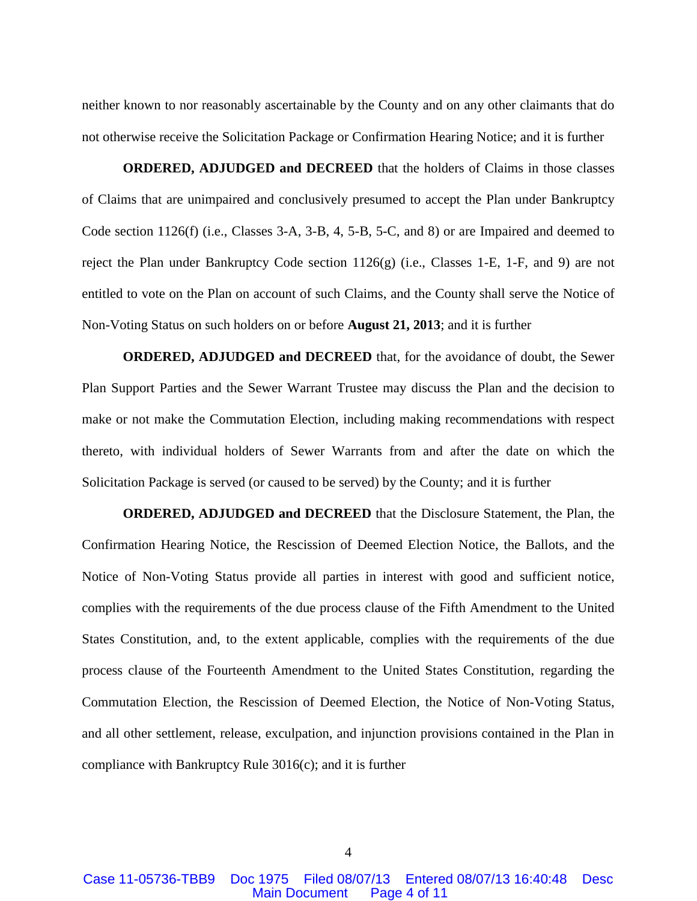neither known to nor reasonably ascertainable by the County and on any other claimants that do not otherwise receive the Solicitation Package or Confirmation Hearing Notice; and it is further

**ORDERED, ADJUDGED and DECREED** that the holders of Claims in those classes of Claims that are unimpaired and conclusively presumed to accept the Plan under Bankruptcy Code section 1126(f) (i.e., Classes 3-A, 3-B, 4, 5-B, 5-C, and 8) or are Impaired and deemed to reject the Plan under Bankruptcy Code section 1126(g) (i.e., Classes 1-E, 1-F, and 9) are not entitled to vote on the Plan on account of such Claims, and the County shall serve the Notice of Non-Voting Status on such holders on or before **August 21, 2013**; and it is further

**ORDERED, ADJUDGED and DECREED** that, for the avoidance of doubt, the Sewer Plan Support Parties and the Sewer Warrant Trustee may discuss the Plan and the decision to make or not make the Commutation Election, including making recommendations with respect thereto, with individual holders of Sewer Warrants from and after the date on which the Solicitation Package is served (or caused to be served) by the County; and it is further

**ORDERED, ADJUDGED and DECREED** that the Disclosure Statement, the Plan, the Confirmation Hearing Notice, the Rescission of Deemed Election Notice, the Ballots, and the Notice of Non-Voting Status provide all parties in interest with good and sufficient notice, complies with the requirements of the due process clause of the Fifth Amendment to the United States Constitution, and, to the extent applicable, complies with the requirements of the due process clause of the Fourteenth Amendment to the United States Constitution, regarding the Commutation Election, the Rescission of Deemed Election, the Notice of Non-Voting Status, and all other settlement, release, exculpation, and injunction provisions contained in the Plan in compliance with Bankruptcy Rule 3016(c); and it is further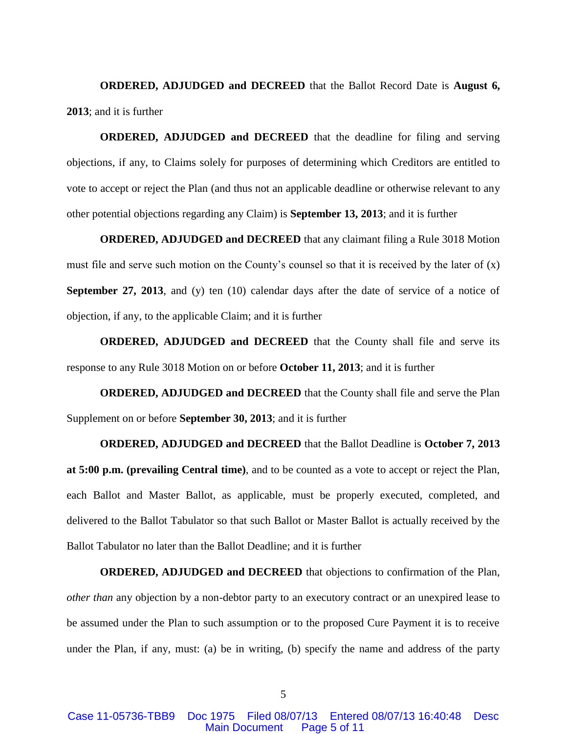**ORDERED, ADJUDGED and DECREED** that the Ballot Record Date is **August 6, 2013**; and it is further

**ORDERED, ADJUDGED and DECREED** that the deadline for filing and serving objections, if any, to Claims solely for purposes of determining which Creditors are entitled to vote to accept or reject the Plan (and thus not an applicable deadline or otherwise relevant to any other potential objections regarding any Claim) is **September 13, 2013**; and it is further

**ORDERED, ADJUDGED and DECREED** that any claimant filing a Rule 3018 Motion must file and serve such motion on the County's counsel so that it is received by the later of (x) **September 27, 2013**, and (y) ten (10) calendar days after the date of service of a notice of objection, if any, to the applicable Claim; and it is further

**ORDERED, ADJUDGED and DECREED** that the County shall file and serve its response to any Rule 3018 Motion on or before **October 11, 2013**; and it is further

**ORDERED, ADJUDGED and DECREED** that the County shall file and serve the Plan Supplement on or before **September 30, 2013**; and it is further

**ORDERED, ADJUDGED and DECREED** that the Ballot Deadline is **October 7, 2013 at 5:00 p.m. (prevailing Central time)**, and to be counted as a vote to accept or reject the Plan, each Ballot and Master Ballot, as applicable, must be properly executed, completed, and delivered to the Ballot Tabulator so that such Ballot or Master Ballot is actually received by the Ballot Tabulator no later than the Ballot Deadline; and it is further

**ORDERED, ADJUDGED and DECREED** that objections to confirmation of the Plan, *other than* any objection by a non-debtor party to an executory contract or an unexpired lease to be assumed under the Plan to such assumption or to the proposed Cure Payment it is to receive under the Plan, if any, must: (a) be in writing, (b) specify the name and address of the party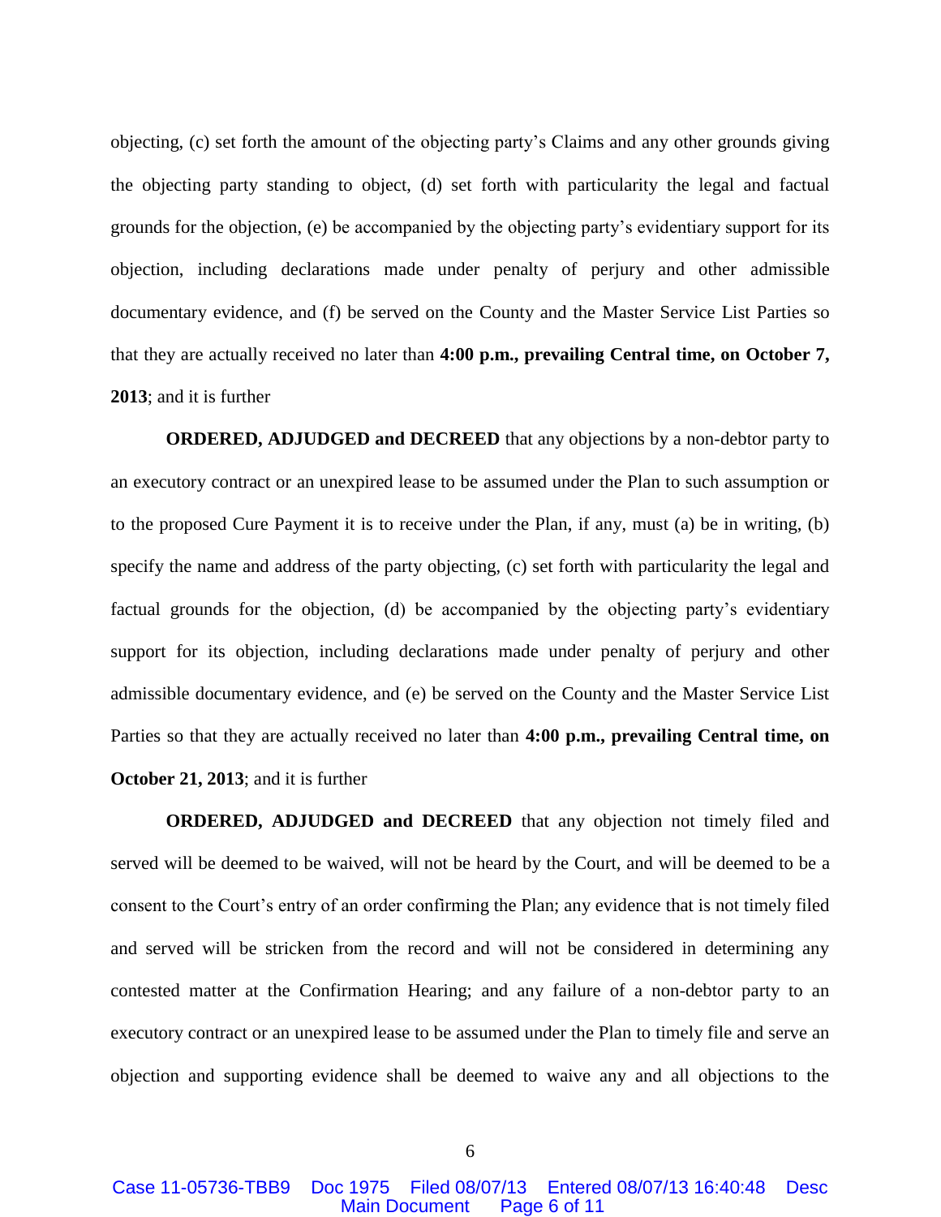objecting, (c) set forth the amount of the objecting party's Claims and any other grounds giving the objecting party standing to object, (d) set forth with particularity the legal and factual grounds for the objection, (e) be accompanied by the objecting party's evidentiary support for its objection, including declarations made under penalty of perjury and other admissible documentary evidence, and (f) be served on the County and the Master Service List Parties so that they are actually received no later than **4:00 p.m., prevailing Central time, on October 7, 2013**; and it is further

**ORDERED, ADJUDGED and DECREED** that any objections by a non-debtor party to an executory contract or an unexpired lease to be assumed under the Plan to such assumption or to the proposed Cure Payment it is to receive under the Plan, if any, must (a) be in writing, (b) specify the name and address of the party objecting, (c) set forth with particularity the legal and factual grounds for the objection, (d) be accompanied by the objecting party's evidentiary support for its objection, including declarations made under penalty of perjury and other admissible documentary evidence, and (e) be served on the County and the Master Service List Parties so that they are actually received no later than **4:00 p.m., prevailing Central time, on October 21, 2013**; and it is further

**ORDERED, ADJUDGED and DECREED** that any objection not timely filed and served will be deemed to be waived, will not be heard by the Court, and will be deemed to be a consent to the Court's entry of an order confirming the Plan; any evidence that is not timely filed and served will be stricken from the record and will not be considered in determining any contested matter at the Confirmation Hearing; and any failure of a non-debtor party to an executory contract or an unexpired lease to be assumed under the Plan to timely file and serve an objection and supporting evidence shall be deemed to waive any and all objections to the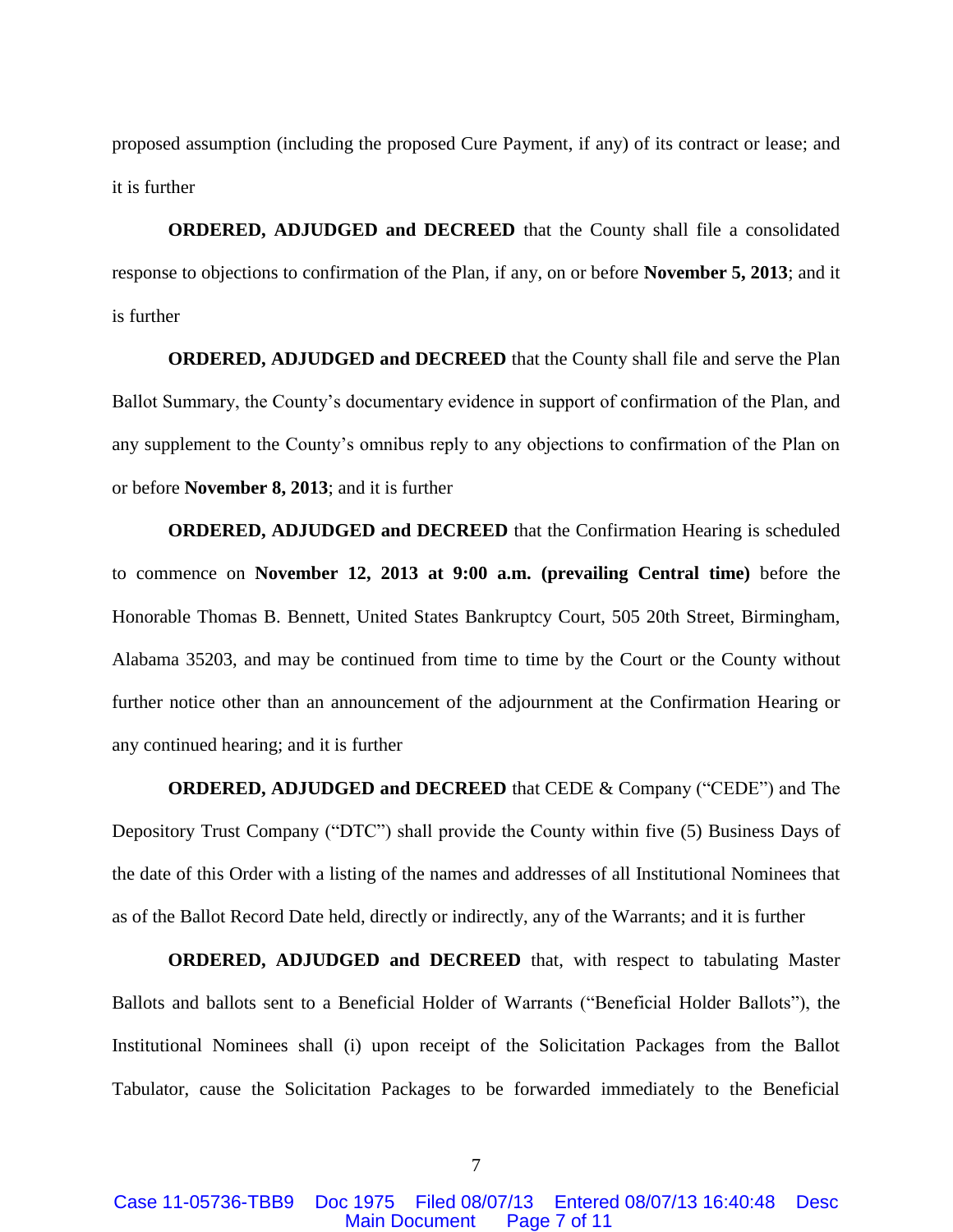proposed assumption (including the proposed Cure Payment, if any) of its contract or lease; and it is further

**ORDERED, ADJUDGED and DECREED** that the County shall file a consolidated response to objections to confirmation of the Plan, if any, on or before **November 5, 2013**; and it is further

**ORDERED, ADJUDGED and DECREED** that the County shall file and serve the Plan Ballot Summary, the County's documentary evidence in support of confirmation of the Plan, and any supplement to the County's omnibus reply to any objections to confirmation of the Plan on or before **November 8, 2013**; and it is further

**ORDERED, ADJUDGED and DECREED** that the Confirmation Hearing is scheduled to commence on **November 12, 2013 at 9:00 a.m. (prevailing Central time)** before the Honorable Thomas B. Bennett, United States Bankruptcy Court, 505 20th Street, Birmingham, Alabama 35203, and may be continued from time to time by the Court or the County without further notice other than an announcement of the adjournment at the Confirmation Hearing or any continued hearing; and it is further

**ORDERED, ADJUDGED and DECREED** that CEDE & Company ("CEDE") and The Depository Trust Company ("DTC") shall provide the County within five (5) Business Days of the date of this Order with a listing of the names and addresses of all Institutional Nominees that as of the Ballot Record Date held, directly or indirectly, any of the Warrants; and it is further

**ORDERED, ADJUDGED and DECREED** that, with respect to tabulating Master Ballots and ballots sent to a Beneficial Holder of Warrants ("Beneficial Holder Ballots"), the Institutional Nominees shall (i) upon receipt of the Solicitation Packages from the Ballot Tabulator, cause the Solicitation Packages to be forwarded immediately to the Beneficial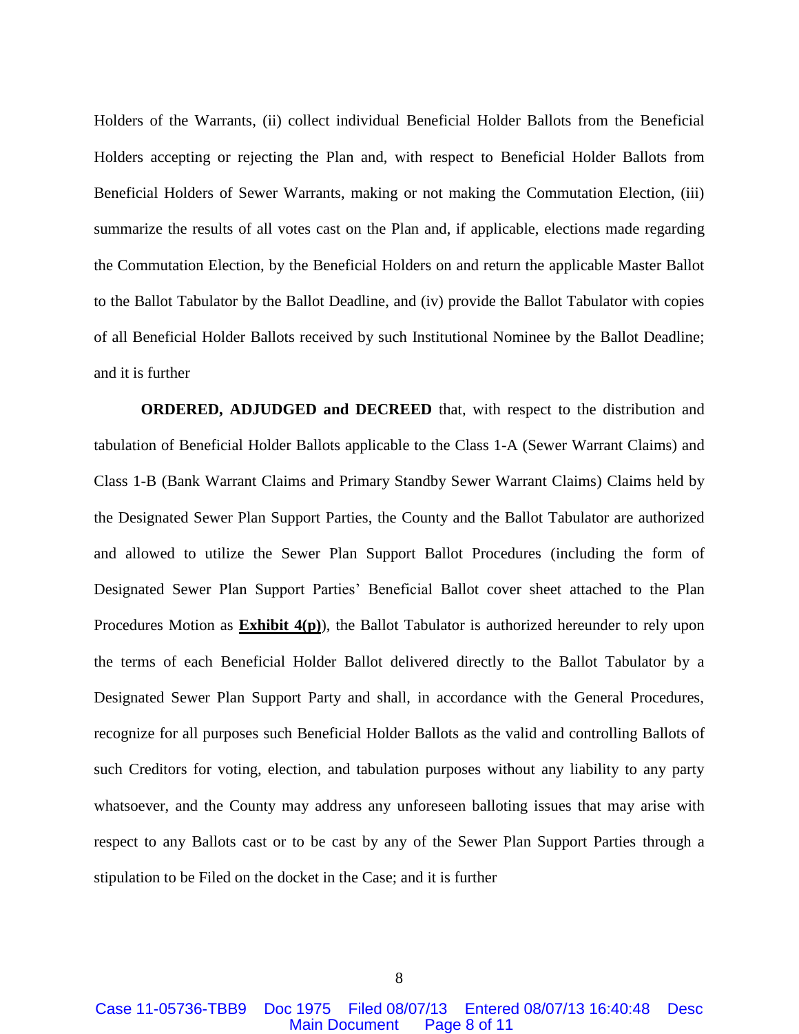Holders of the Warrants, (ii) collect individual Beneficial Holder Ballots from the Beneficial Holders accepting or rejecting the Plan and, with respect to Beneficial Holder Ballots from Beneficial Holders of Sewer Warrants, making or not making the Commutation Election, (iii) summarize the results of all votes cast on the Plan and, if applicable, elections made regarding the Commutation Election, by the Beneficial Holders on and return the applicable Master Ballot to the Ballot Tabulator by the Ballot Deadline, and (iv) provide the Ballot Tabulator with copies of all Beneficial Holder Ballots received by such Institutional Nominee by the Ballot Deadline; and it is further

**ORDERED, ADJUDGED and DECREED** that, with respect to the distribution and tabulation of Beneficial Holder Ballots applicable to the Class 1-A (Sewer Warrant Claims) and Class 1-B (Bank Warrant Claims and Primary Standby Sewer Warrant Claims) Claims held by the Designated Sewer Plan Support Parties, the County and the Ballot Tabulator are authorized and allowed to utilize the Sewer Plan Support Ballot Procedures (including the form of Designated Sewer Plan Support Parties' Beneficial Ballot cover sheet attached to the Plan Procedures Motion as **Exhibit 4(p)**), the Ballot Tabulator is authorized hereunder to rely upon the terms of each Beneficial Holder Ballot delivered directly to the Ballot Tabulator by a Designated Sewer Plan Support Party and shall, in accordance with the General Procedures, recognize for all purposes such Beneficial Holder Ballots as the valid and controlling Ballots of such Creditors for voting, election, and tabulation purposes without any liability to any party whatsoever, and the County may address any unforeseen balloting issues that may arise with respect to any Ballots cast or to be cast by any of the Sewer Plan Support Parties through a stipulation to be Filed on the docket in the Case; and it is further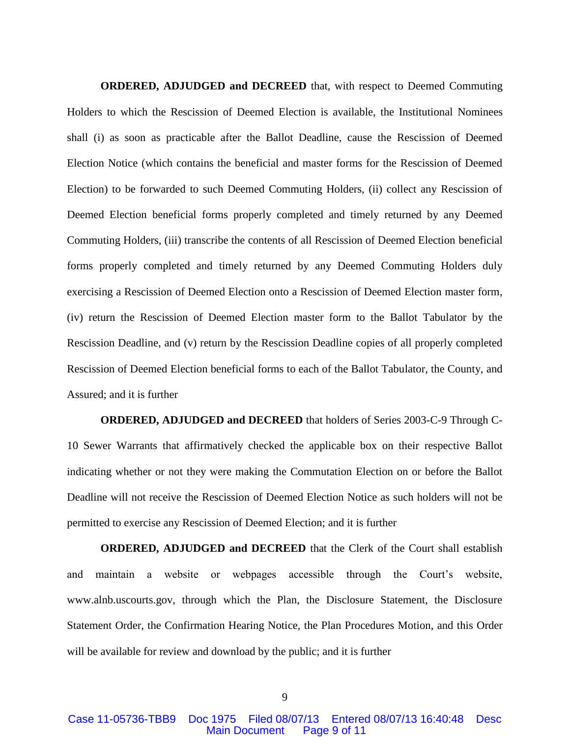**ORDERED, ADJUDGED and DECREED** that, with respect to Deemed Commuting Holders to which the Rescission of Deemed Election is available, the Institutional Nominees shall (i) as soon as practicable after the Ballot Deadline, cause the Rescission of Deemed Election Notice (which contains the beneficial and master forms for the Rescission of Deemed Election) to be forwarded to such Deemed Commuting Holders, (ii) collect any Rescission of Deemed Election beneficial forms properly completed and timely returned by any Deemed Commuting Holders, (iii) transcribe the contents of all Rescission of Deemed Election beneficial forms properly completed and timely returned by any Deemed Commuting Holders duly exercising a Rescission of Deemed Election onto a Rescission of Deemed Election master form, (iv) return the Rescission of Deemed Election master form to the Ballot Tabulator by the Rescission Deadline, and (v) return by the Rescission Deadline copies of all properly completed Rescission of Deemed Election beneficial forms to each of the Ballot Tabulator, the County, and Assured; and it is further

**ORDERED, ADJUDGED and DECREED** that holders of Series 2003-C-9 Through C-10 Sewer Warrants that affirmatively checked the applicable box on their respective Ballot indicating whether or not they were making the Commutation Election on or before the Ballot Deadline will not receive the Rescission of Deemed Election Notice as such holders will not be permitted to exercise any Rescission of Deemed Election; and it is further

**ORDERED, ADJUDGED and DECREED** that the Clerk of the Court shall establish and maintain a website or webpages accessible through the Court's website, www.alnb.uscourts.gov, through which the Plan, the Disclosure Statement, the Disclosure Statement Order, the Confirmation Hearing Notice, the Plan Procedures Motion, and this Order will be available for review and download by the public; and it is further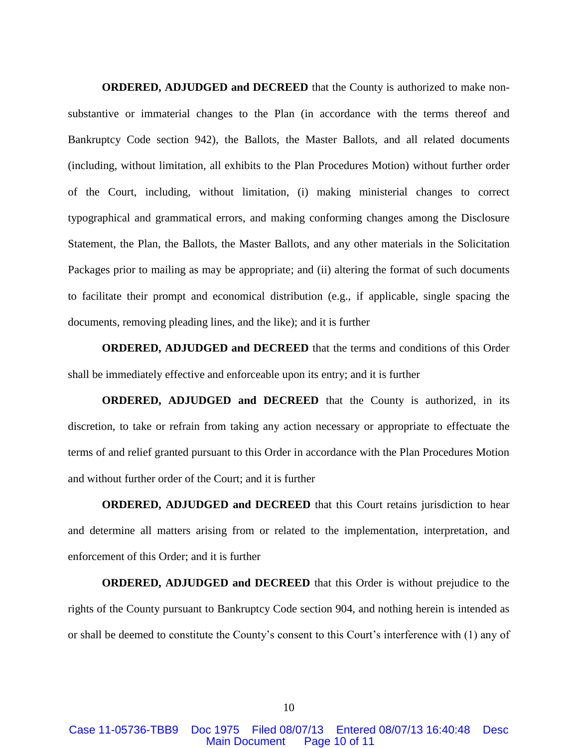**ORDERED, ADJUDGED and DECREED** that the County is authorized to make non-substantive or immaterial changes to the Plan (in accordance with the terms thereof and Bankruptcy Code section 942), the Ballots, the Master Ballots, and all related documents (including, without limitation, all exhibits to the Plan Procedures Motion) without further order of the Court, including, without limitation, (i) making ministerial changes to correct typographical and grammatical errors, and making conforming changes among the Disclosure Statement, the Plan, the Ballots, the Master Ballots, and any other materials in the Solicitation Packages prior to mailing as may be appropriate; and (ii) altering the format of such documents to facilitate their prompt and economical distribution (e.g., if applicable, single spacing the documents, removing pleading lines, and the like); and it is further

**ORDERED, ADJUDGED and DECREED** that the terms and conditions of this Order shall be immediately effective and enforceable upon its entry; and it is further

**ORDERED, ADJUDGED and DECREED** that the County is authorized, in its discretion, to take or refrain from taking any action necessary or appropriate to effectuate the terms of and relief granted pursuant to this Order in accordance with the Plan Procedures Motion and without further order of the Court; and it is further

**ORDERED, ADJUDGED and DECREED** that this Court retains jurisdiction to hear and determine all matters arising from or related to the implementation, interpretation, and enforcement of this Order; and it is further

**ORDERED, ADJUDGED and DECREED** that this Order is without prejudice to the rights of the County pursuant to Bankruptcy Code section 904, and nothing herein is intended as or shall be deemed to constitute the County's consent to this Court's interference with (1) any of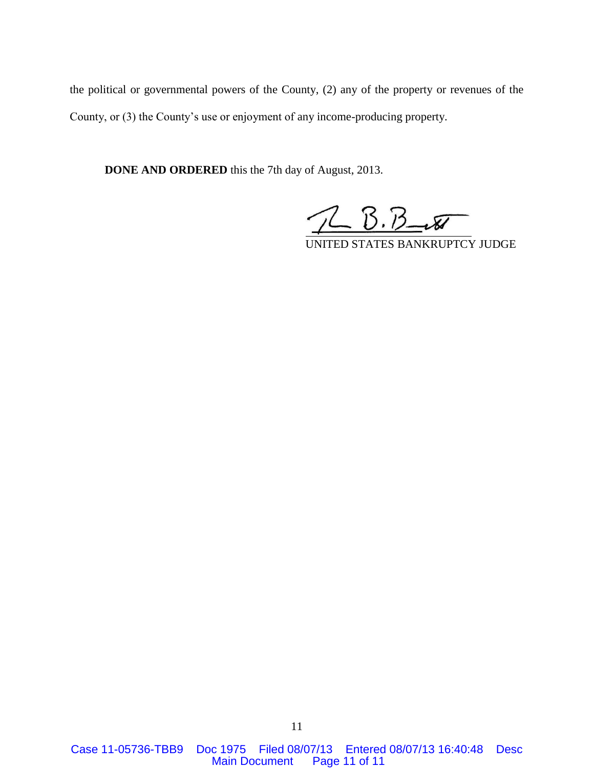the political or governmental powers of the County, (2) any of the property or revenues of the County, or (3) the County's use or enjoyment of any income-producing property.

**DONE AND ORDERED** this the 7th day of August, 2013.

UNITED STATES BANKRUPTCY JUDGE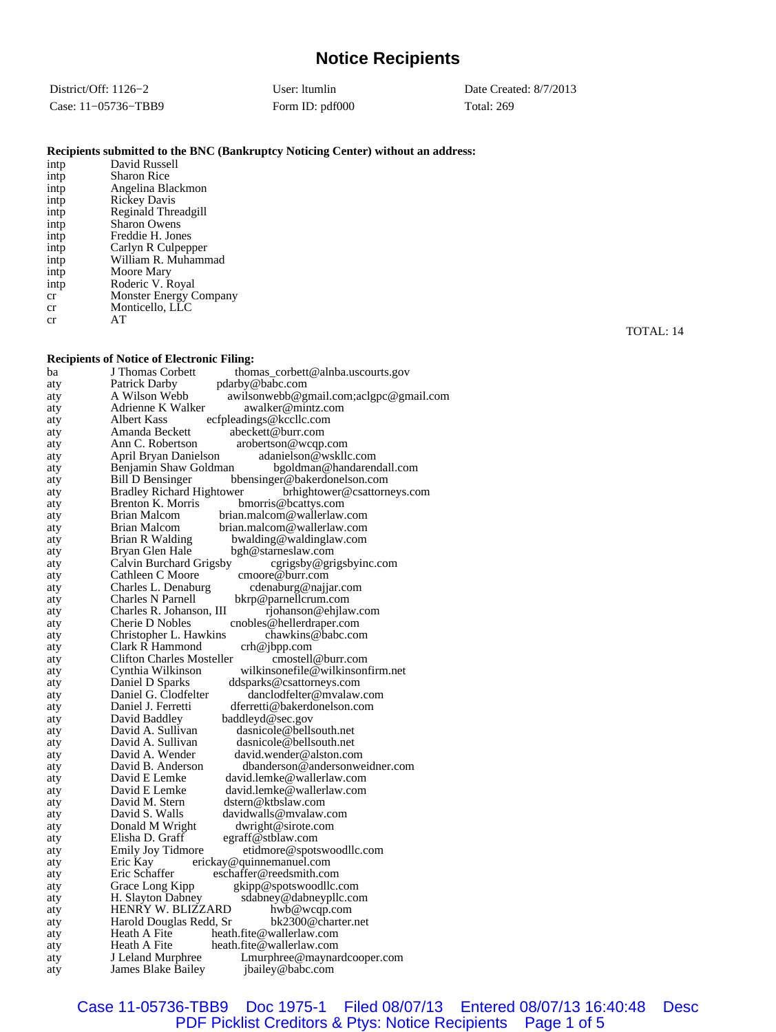# Notice Recipients

| | | |
|---|---|---|
| District/Off: 1126−2 | User: ltumlin | Date Created: 8/7/2013 |
| Case: 11−05736−TBB9 | Form ID: pdf000 | Total: 269 |

**Recipients submitted to the BNC (Bankruptcy Noticing Center) without an address:**

| | |
|---|---|
| intp | David Russell |
| intp | Sharon Rice |
| intp | Angelina Blackmon |
| intp | Rickey Davis |
| intp | Reginald Threadgill |
| intp | Sharon Owens |
| intp | Freddie H. Jones |
| intp | Carlyn R Culpepper |
| intp | William R. Muhammad |
| intp | Moore Mary |
| intp | Roderic V. Royal |
| cr | Monster Energy Company |
| cr | Monticello, LLC |
| cr | AT |

TOTAL: 14

**Recipients of Notice of Electronic Filing:**

| | | |
|---|---|---|
| ba | J Thomas Corbett | thomas_corbett@alnba.uscourts.gov |
| aty | Patrick Darby | pdarby@babc.com |
| aty | A Wilson Webb | awilsonwebb@gmail.com;aclgpc@gmail.com |
| aty | Adrienne K Walker | awalker@mintz.com |
| aty | Albert Kass | ecfpleadings@kccllc.com |
| aty | Amanda Beckett | abeckett@burr.com |
| aty | Ann C. Robertson | arobertson@wcqp.com |
| aty | April Bryan Danielson | adanielson@wskllc.com |
| aty | Benjamin Shaw Goldman | bgoldman@handarendall.com |
| aty | Bill D Bensinger | bbensinger@bakerdonelson.com |
| aty | Bradley Richard Hightower | brhightower@csattorneys.com |
| aty | Brenton K. Morris | bmorris@bcattys.com |
| aty | Brian Malcom | brian.malcom@wallerlaw.com |
| aty | Brian Malcom | brian.malcom@wallerlaw.com |
| aty | Brian R Walding | bwalding@waldinglaw.com |
| aty | Bryan Glen Hale | bgh@starneslaw.com |
| aty | Calvin Burchard Grigsby | cgrigsby@grigsbyinc.com |
| aty | Cathleen C Moore | cmoore@burr.com |
| aty | Charles L. Denaburg | cdenaburg@najjar.com |
| aty | Charles N Parnell | bkrp@parnellcrum.com |
| aty | Charles R. Johanson, III | rjohanson@ehjlaw.com |
| aty | Cherie D Nobles | cnobles@hellerdraper.com |
| aty | Christopher L. Hawkins | chawkins@babc.com |
| aty | Clark R Hammond | crh@jbpp.com |
| aty | Clifton Charles Mosteller | cmostell@burr.com |
| aty | Cynthia Wilkinson | wilkinsonefile@wilkinsonfirm.net |
| aty | Daniel D Sparks | ddsparks@csattorneys.com |
| aty | Daniel G. Clodfelter | danclodfelter@mvalaw.com |
| aty | Daniel J. Ferretti | dferretti@bakerdonelson.com |
| aty | David Baddley | baddleyd@sec.gov |
| aty | David A. Sullivan | dasnicole@bellsouth.net |
| aty | David A. Sullivan | dasnicole@bellsouth.net |
| aty | David A. Wender | david.wender@alston.com |
| aty | David B. Anderson | dbanderson@andersonweidner.com |
| aty | David E Lemke | david.lemke@wallerlaw.com |
| aty | David E Lemke | david.lemke@wallerlaw.com |
| aty | David M. Stern | dstern@ktbslaw.com |
| aty | David S. Walls | davidwalls@mvalaw.com |
| aty | Donald M Wright | dwright@sirote.com |
| aty | Elisha D. Graff | egraff@stblaw.com |
| aty | Emily Joy Tidmore | etidmore@spotswoodllc.com |
| aty | Eric Kay | erickay@quinnemanuel.com |
| aty | Eric Schaffer | eschaffer@reedsmith.com |
| aty | Grace Long Kipp | gkipp@spotswoodllc.com |
| aty | H. Slayton Dabney | sdabney@dabneypllc.com |
| aty | HENRY W. BLIZZARD | hwb@wcqp.com |
| aty | Harold Douglas Redd, Sr | bk2300@charter.net |
| aty | Heath A Fite | heath.fite@wallerlaw.com |
| aty | Heath A Fite | heath.fite@wallerlaw.com |
| aty | J Leland Murphree | Lmurphree@maynardcooper.com |
| aty | James Blake Bailey | jbailey@babc.com |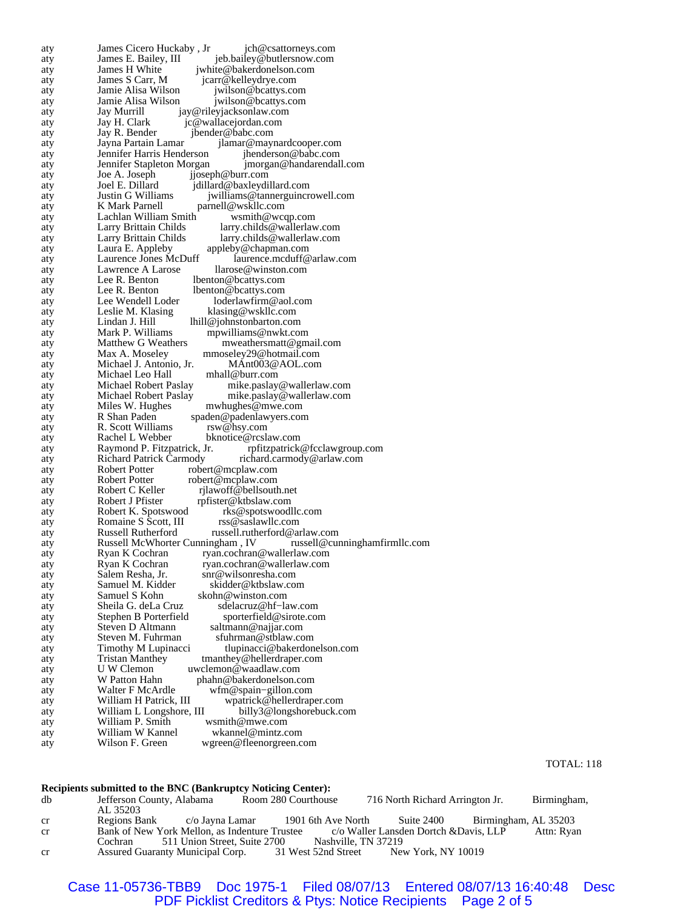| | | |
|---|---|---|
| aty | James Cicero Huckaby , Jr | jch@csattorneys.com |
| aty | James E. Bailey, III | jeb.bailey@butlersnow.com |
| aty | James H White | jwhite@bakerdonelson.com |
| aty | James S Carr, M | jcarr@kelleydrye.com |
| aty | Jamie Alisa Wilson | jwilson@bcattys.com |
| aty | Jamie Alisa Wilson | jwilson@bcattys.com |
| aty | Jay Murrill | jay@rileyjacksonlaw.com |
| aty | Jay H. Clark | jc@wallacejordan.com |
| aty | Jay R. Bender | jbender@babc.com |
| aty | Jayna Partain Lamar | jlamar@maynardcooper.com |
| aty | Jennifer Harris Henderson | jhenderson@babc.com |
| aty | Jennifer Stapleton Morgan | jmorgan@handarendall.com |
| aty | Joe A. Joseph | jjoseph@burr.com |
| aty | Joel E. Dillard | jdillard@baxleydillard.com |
| aty | Justin G Williams | jwilliams@tannerguincrowell.com |
| aty | K Mark Parnell | parnell@wskllc.com |
| aty | Lachlan William Smith | wsmith@wcqp.com |
| aty | Larry Brittain Childs | larry.childs@wallerlaw.com |
| aty | Larry Brittain Childs | larry.childs@wallerlaw.com |
| aty | Laura E. Appleby | appleby@chapman.com |
| aty | Laurence Jones McDuff | laurence.mcduff@arlaw.com |
| aty | Lawrence A Larose | llarose@winston.com |
| aty | Lee R. Benton | lbenton@bcattys.com |
| aty | Lee R. Benton | lbenton@bcattys.com |
| aty | Lee Wendell Loder | loderlawfirm@aol.com |
| aty | Leslie M. Klasing | klasing@wskllc.com |
| aty | Lindan J. Hill | lhill@johnstonbarton.com |
| aty | Mark P. Williams | mpwilliams@nwkt.com |
| aty | Matthew G Weathers | mweathersmatt@gmail.com |
| aty | Max A. Moseley | mmoseley29@hotmail.com |
| aty | Michael J. Antonio, Jr. | MAnt003@AOL.com |
| aty | Michael Leo Hall | mhall@burr.com |
| aty | Michael Robert Paslay | mike.paslay@wallerlaw.com |
| aty | Michael Robert Paslay | mike.paslay@wallerlaw.com |
| aty | Miles W. Hughes | mwhughes@mwe.com |
| aty | R Shan Paden | spaden@padenlawyers.com |
| aty | R. Scott Williams | rsw@hsy.com |
| aty | Rachel L Webber | bknotice@rcslaw.com |
| aty | Raymond P. Fitzpatrick, Jr. | rpfitzpatrick@fcclawgroup.com |
| aty | Richard Patrick Carmody | richard.carmody@arlaw.com |
| aty | Robert Potter | robert@mcplaw.com |
| aty | Robert Potter | robert@mcplaw.com |
| aty | Robert C Keller | rjlawoff@bellsouth.net |
| aty | Robert J Pfister | rpfister@ktbslaw.com |
| aty | Robert K. Spotswood | rks@spotswoodllc.com |
| aty | Romaine S Scott, III | rss@saslawllc.com |
| aty | Russell Rutherford | russell.rutherford@arlaw.com |
| aty | Russell McWhorter Cunningham , IV | russell@cunninghamfirmllc.com |
| aty | Ryan K Cochran | ryan.cochran@wallerlaw.com |
| aty | Ryan K Cochran | ryan.cochran@wallerlaw.com |
| aty | Salem Resha, Jr. | snr@wilsonresha.com |
| aty | Samuel M. Kidder | skidder@ktbslaw.com |
| aty | Samuel S Kohn | skohn@winston.com |
| aty | Sheila G. deLa Cruz | sdelacruz@hf−law.com |
| aty | Stephen B Porterfield | sporterfield@sirote.com |
| aty | Steven D Altmann | saltmann@najjar.com |
| aty | Steven M. Fuhrman | sfuhrman@stblaw.com |
| aty | Timothy M Lupinacci | tlupinacci@bakerdonelson.com |
| aty | Tristan Manthey | tmanthey@hellerdraper.com |
| aty | U W Clemon | uwclemon@waadlaw.com |
| aty | W Patton Hahn | phahn@bakerdonelson.com |
| aty | Walter F McArdle | wfm@spain−gillon.com |
| aty | William H Patrick, III | wpatrick@hellerdraper.com |
| aty | William L Longshore, III | billy3@longshorebuck.com |
| aty | William P. Smith | wsmith@mwe.com |
| aty | William W Kannel | wkannel@mintz.com |
| aty | Wilson F. Green | wgreen@fleenorgreen.com |

TOTAL: 118

**Recipients submitted to the BNC (Bankruptcy Noticing Center):**

| | |
|---|---|
| db | Jefferson County, Alabama Room 280 Courthouse 716 North Richard Arrington Jr. Birmingham, AL 35203 |
| cr | Regions Bank c/o Jayna Lamar 1901 6th Ave North Suite 2400 Birmingham, AL 35203 |
| cr | Bank of New York Mellon, as Indenture Trustee c/o Waller Lansden Dortch &Davis, LLP Attn: Ryan Cochran 511 Union Street, Suite 2700 Nashville, TN 37219 |
| cr | Assured Guaranty Municipal Corp. 31 West 52nd Street New York, NY 10019 |

Case 11-05736-TBB9 Doc 1975-1 Filed 08/07/13 Entered 08/07/13 16:40:48 Desc PDF Picklist Creditors & Ptys: Notice Recipients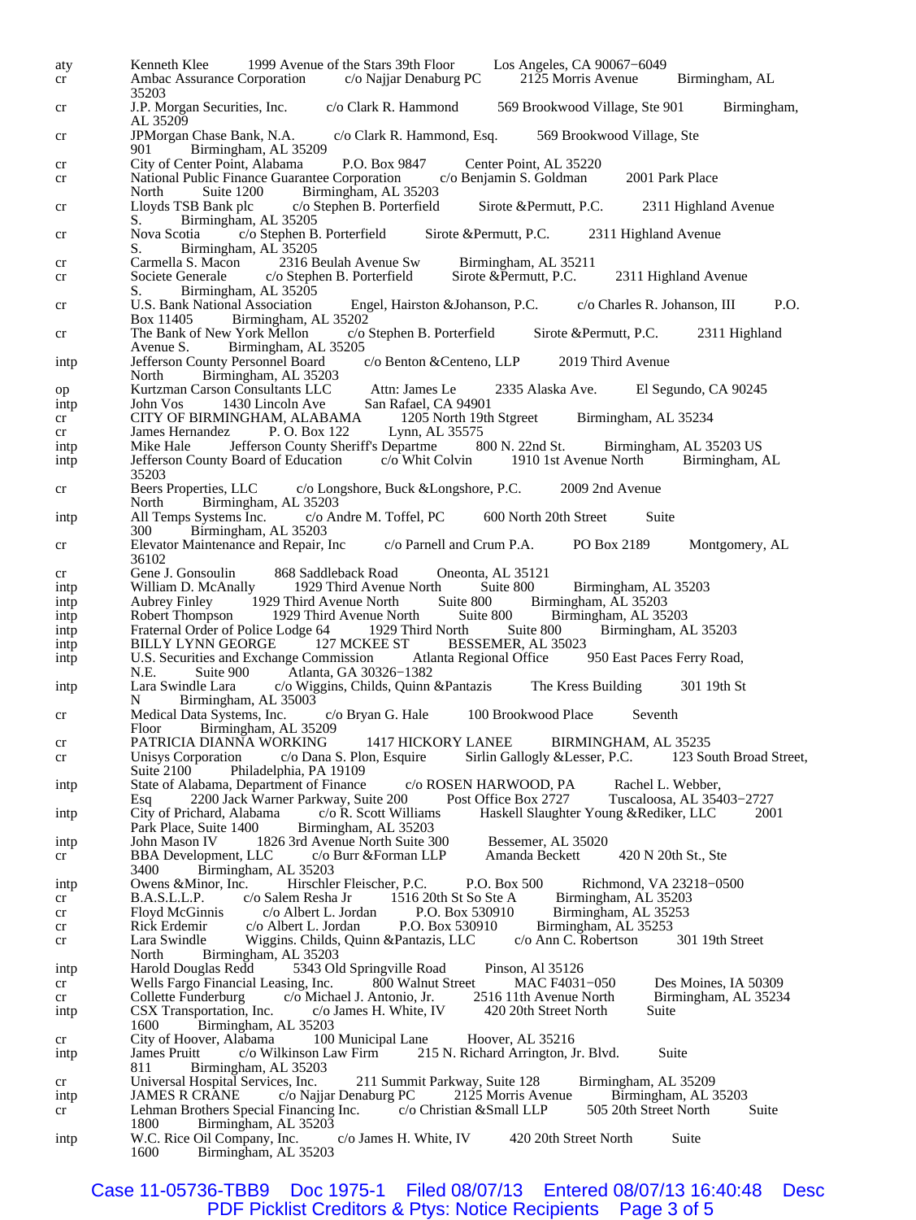| | |
|---|---|
| aty | Kenneth Klee 1999 Avenue of the Stars 39th Floor Los Angeles, CA 90067−6049 |
| cr | Ambac Assurance Corporation c/o Najjar Denaburg PC 2125 Morris Avenue Birmingham, AL 35203 |
| cr | J.P. Morgan Securities, Inc. c/o Clark R. Hammond 569 Brookwood Village, Ste 901 Birmingham, AL 35209 |
| cr | JPMorgan Chase Bank, N.A. c/o Clark R. Hammond, Esq. 569 Brookwood Village, Ste 901 Birmingham, AL 35209 |
| cr | City of Center Point, Alabama P.O. Box 9847 Center Point, AL 35220 |
| cr | National Public Finance Guarantee Corporation c/o Benjamin S. Goldman 2001 Park Place North Suite 1200 Birmingham, AL 35203 |
| cr | Lloyds TSB Bank plc c/o Stephen B. Porterfield Sirote &Permutt, P.C. 2311 Highland Avenue S. Birmingham, AL 35205 |
| cr | Nova Scotia c/o Stephen B. Porterfield Sirote &Permutt, P.C. 2311 Highland Avenue S. Birmingham, AL 35205 |
| cr | Carmella S. Macon 2316 Beulah Avenue Sw Birmingham, AL 35211 |
| cr | Societe Generale c/o Stephen B. Porterfield Sirote &Permutt, P.C. 2311 Highland Avenue S. Birmingham, AL 35205 |
| cr | U.S. Bank National Association Engel, Hairston &Johanson, P.C. c/o Charles R. Johanson, III P.O. Box 11405 Birmingham, AL 35202 |
| cr | The Bank of New York Mellon c/o Stephen B. Porterfield Sirote &Permutt, P.C. 2311 Highland Avenue S. Birmingham, AL 35205 |
| intp | Jefferson County Personnel Board c/o Benton &Centeno, LLP 2019 Third Avenue North Birmingham, AL 35203 |
| op | Kurtzman Carson Consultants LLC Attn: James Le 2335 Alaska Ave. El Segundo, CA 90245 |
| intp | John Vos 1430 Lincoln Ave San Rafael, CA 94901 |
| cr | CITY OF BIRMINGHAM, ALABAMA 1205 North 19th Stgreet Birmingham, AL 35234 |
| cr | James Hernandez P. O. Box 122 Lynn, AL 35575 |
| intp | Mike Hale Jefferson County Sheriff's Departme 800 N. 22nd St. Birmingham, AL 35203 US |
| intp | Jefferson County Board of Education c/o Whit Colvin 1910 1st Avenue North Birmingham, AL 35203 |
| cr | Beers Properties, LLC c/o Longshore, Buck &Longshore, P.C. 2009 2nd Avenue North Birmingham, AL 35203 |
| intp | All Temps Systems Inc. c/o Andre M. Toffel, PC 600 North 20th Street Suite 300 Birmingham, AL 35203 |
| cr | Elevator Maintenance and Repair, Inc c/o Parnell and Crum P.A. PO Box 2189 Montgomery, AL 36102 |
| cr | Gene J. Gonsoulin 868 Saddleback Road Oneonta, AL 35121 |
| intp | William D. McAnally 1929 Third Avenue North Suite 800 Birmingham, AL 35203 |
| intp | Aubrey Finley 1929 Third Avenue North Suite 800 Birmingham, AL 35203 |
| intp | Robert Thompson 1929 Third Avenue North Suite 800 Birmingham, AL 35203 |
| intp | Fraternal Order of Police Lodge 64 1929 Third North Suite 800 Birmingham, AL 35203 |
| intp | BILLY LYNN GEORGE 127 MCKEE ST BESSEMER, AL 35023 |
| intp | U.S. Securities and Exchange Commission Atlanta Regional Office 950 East Paces Ferry Road, N.E. Suite 900 Atlanta, GA 30326−1382 |
| intp | Lara Swindle Lara c/o Wiggins, Childs, Quinn &Pantazis The Kress Building 301 19th St N Birmingham, AL 35003 |
| cr | Medical Data Systems, Inc. c/o Bryan G. Hale 100 Brookwood Place Seventh Floor Birmingham, AL 35209 |
| cr | PATRICIA DIANNA WORKING 1417 HICKORY LANEE BIRMINGHAM, AL 35235 |
| cr | Unisys Corporation c/o Dana S. Plon, Esquire Sirlin Gallogly &Lesser, P.C. 123 South Broad Street, Suite 2100 Philadelphia, PA 19109 |
| intp | State of Alabama, Department of Finance c/o ROSEN HARWOOD, PA Rachel L. Webber, Esq 2200 Jack Warner Parkway, Suite 200 Post Office Box 2727 Tuscaloosa, AL 35403−2727 |
| intp | City of Prichard, Alabama c/o R. Scott Williams Haskell Slaughter Young &Rediker, LLC 2001 Park Place, Suite 1400 Birmingham, AL 35203 |
| intp | John Mason IV 1826 3rd Avenue North Suite 300 Bessemer, AL 35020 |
| cr | BBA Development, LLC c/o Burr &Forman LLP Amanda Beckett 420 N 20th St., Ste 3400 Birmingham, AL 35203 |
| intp | Owens &Minor, Inc. Hirschler Fleischer, P.C. P.O. Box 500 Richmond, VA 23218−0500 |
| cr | B.A.S.L.L.P. c/o Salem Resha Jr 1516 20th St So Ste A Birmingham, AL 35203 |
| cr | Floyd McGinnis c/o Albert L. Jordan P.O. Box 530910 Birmingham, AL 35253 |
| cr | Rick Erdemir c/o Albert L. Jordan P.O. Box 530910 Birmingham, AL 35253 |
| cr | Lara Swindle Wiggins. Childs, Quinn &Pantazis, LLC c/o Ann C. Robertson 301 19th Street North Birmingham, AL 35203 |
| intp | Harold Douglas Redd 5343 Old Springville Road Pinson, Al 35126 |
| cr | Wells Fargo Financial Leasing, Inc. 800 Walnut Street MAC F4031−050 Des Moines, IA 50309 |
| cr | Collette Funderburg c/o Michael J. Antonio, Jr. 2516 11th Avenue North Birmingham, AL 35234 |
| intp | CSX Transportation, Inc. c/o James H. White, IV 420 20th Street North Suite 1600 Birmingham, AL 35203 |
| cr | City of Hoover, Alabama 100 Municipal Lane Hoover, AL 35216 |
| intp | James Pruitt c/o Wilkinson Law Firm 215 N. Richard Arrington, Jr. Blvd. Suite 811 Birmingham, AL 35203 |
| cr | Universal Hospital Services, Inc. 211 Summit Parkway, Suite 128 Birmingham, AL 35209 |
| intp | JAMES R CRANE c/o Najjar Denaburg PC 2125 Morris Avenue Birmingham, AL 35203 |
| cr | Lehman Brothers Special Financing Inc. c/o Christian &Small LLP 505 20th Street North Suite 1800 Birmingham, AL 35203 |
| intp | W.C. Rice Oil Company, Inc. c/o James H. White, IV 420 20th Street North Suite 1600 Birmingham, AL 35203 |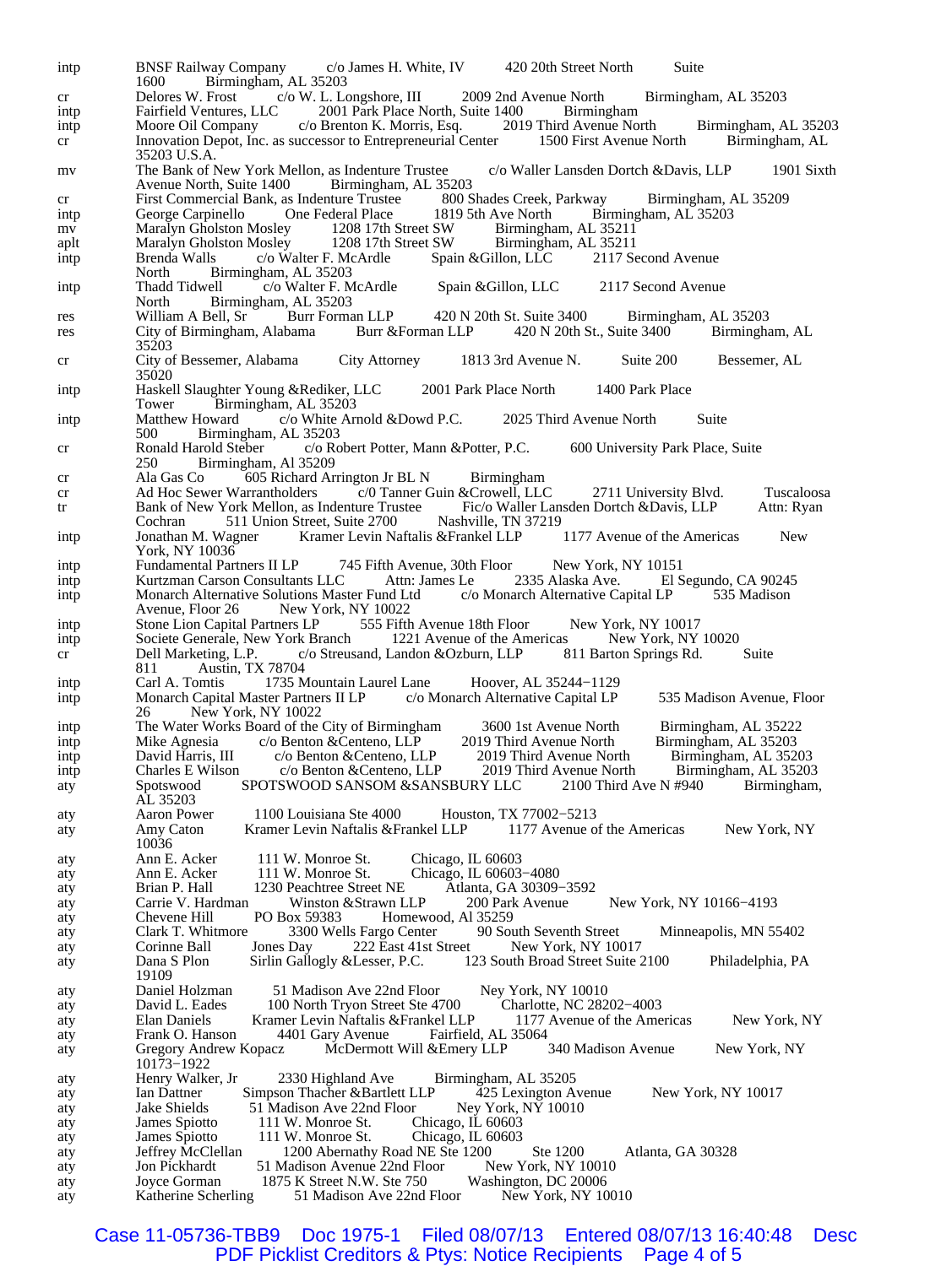| | |
|---|---|
| intp | BNSF Railway Company c/o James H. White, IV 420 20th Street North Suite 1600 Birmingham, AL 35203 |
| cr | Delores W. Frost c/o W. L. Longshore, III 2009 2nd Avenue North Birmingham, AL 35203 |
| intp | Fairfield Ventures, LLC 2001 Park Place North, Suite 1400 Birmingham |
| intp | Moore Oil Company c/o Brenton K. Morris, Esq. 2019 Third Avenue North Birmingham, AL 35203 |
| cr | Innovation Depot, Inc. as successor to Entrepreneurial Center 1500 First Avenue North Birmingham, AL 35203 U.S.A. |
| mv | The Bank of New York Mellon, as Indenture Trustee c/o Waller Lansden Dortch &Davis, LLP 1901 Sixth Avenue North, Suite 1400 Birmingham, AL 35203 |
| cr | First Commercial Bank, as Indenture Trustee 800 Shades Creek, Parkway Birmingham, AL 35209 |
| intp | George Carpinello One Federal Place 1819 5th Ave North Birmingham, AL 35203 |
| mv | Maralyn Gholston Mosley 1208 17th Street SW Birmingham, AL 35211 |
| aplt | Maralyn Gholston Mosley 1208 17th Street SW Birmingham, AL 35211 |
| intp | Brenda Walls c/o Walter F. McArdle Spain &Gillon, LLC 2117 Second Avenue North Birmingham, AL 35203 |
| intp | Thadd Tidwell c/o Walter F. McArdle Spain &Gillon, LLC 2117 Second Avenue North Birmingham, AL 35203 |
| res | William A Bell, Sr Burr Forman LLP 420 N 20th St. Suite 3400 Birmingham, AL 35203 |
| res | City of Birmingham, Alabama Burr &Forman LLP 420 N 20th St., Suite 3400 Birmingham, AL 35203 |
| cr | City of Bessemer, Alabama City Attorney 1813 3rd Avenue N. Suite 200 Bessemer, AL 35020 |
| intp | Haskell Slaughter Young &Rediker, LLC 2001 Park Place North 1400 Park Place Tower Birmingham, AL 35203 |
| intp | Matthew Howard c/o White Arnold &Dowd P.C. 2025 Third Avenue North Suite 500 Birmingham, AL 35203 |
| cr | Ronald Harold Steber c/o Robert Potter, Mann &Potter, P.C. 600 University Park Place, Suite 250 Birmingham, Al 35209 |
| cr | Ala Gas Co 605 Richard Arrington Jr BL N Birmingham |
| cr | Ad Hoc Sewer Warrantholders c/0 Tanner Guin &Crowell, LLC 2711 University Blvd. Tuscaloosa |
| tr | Bank of New York Mellon, as Indenture Trustee Fic/o Waller Lansden Dortch &Davis, LLP Attn: Ryan Cochran 511 Union Street, Suite 2700 Nashville, TN 37219 |
| intp | Jonathan M. Wagner Kramer Levin Naftalis &Frankel LLP 1177 Avenue of the Americas New York, NY 10036 |
| intp | Fundamental Partners II LP 745 Fifth Avenue, 30th Floor New York, NY 10151 |
| intp | Kurtzman Carson Consultants LLC Attn: James Le 2335 Alaska Ave. El Segundo, CA 90245 |
| intp | Monarch Alternative Solutions Master Fund Ltd c/o Monarch Alternative Capital LP 535 Madison Avenue, Floor 26 New York, NY 10022 |
| intp | Stone Lion Capital Partners LP 555 Fifth Avenue 18th Floor New York, NY 10017 |
| intp | Societe Generale, New York Branch 1221 Avenue of the Americas New York, NY 10020 |
| cr | Dell Marketing, L.P. c/o Streusand, Landon &Ozburn, LLP 811 Barton Springs Rd. Suite 811 Austin, TX 78704 |
| intp | Carl A. Tomtis 1735 Mountain Laurel Lane Hoover, AL 35244−1129 |
| intp | Monarch Capital Master Partners II LP c/o Monarch Alternative Capital LP 535 Madison Avenue, Floor 26 New York, NY 10022 |
| intp | The Water Works Board of the City of Birmingham 3600 1st Avenue North Birmingham, AL 35222 |
| intp | Mike Agnesia c/o Benton &Centeno, LLP 2019 Third Avenue North Birmingham, AL 35203 |
| intp | David Harris, III c/o Benton &Centeno, LLP 2019 Third Avenue North Birmingham, AL 35203 |
| intp | Charles E Wilson c/o Benton &Centeno, LLP 2019 Third Avenue North Birmingham, AL 35203 |
| aty | Spotswood SPOTSWOOD SANSOM &SANSBURY LLC 2100 Third Ave N #940 Birmingham, AL 35203 |
| aty | Aaron Power 1100 Louisiana Ste 4000 Houston, TX 77002−5213 |
| aty | Amy Caton Kramer Levin Naftalis &Frankel LLP 1177 Avenue of the Americas New York, NY 10036 |
| aty | Ann E. Acker 111 W. Monroe St. Chicago, IL 60603 |
| aty | Ann E. Acker 111 W. Monroe St. Chicago, IL 60603−4080 |
| aty | Brian P. Hall 1230 Peachtree Street NE Atlanta, GA 30309−3592 |
| aty | Carrie V. Hardman Winston &Strawn LLP 200 Park Avenue New York, NY 10166−4193 |
| aty | Chevene Hill PO Box 59383 Homewood, Al 35259 |
| aty | Clark T. Whitmore 3300 Wells Fargo Center 90 South Seventh Street Minneapolis, MN 55402 |
| aty | Corinne Ball Jones Day 222 East 41st Street New York, NY 10017 |
| aty | Dana S Plon Sirlin Gallogly &Lesser, P.C. 123 South Broad Street Suite 2100 Philadelphia, PA 19109 |
| aty | Daniel Holzman 51 Madison Ave 22nd Floor Ney York, NY 10010 |
| aty | David L. Eades 100 North Tryon Street Ste 4700 Charlotte, NC 28202−4003 |
| aty | Elan Daniels Kramer Levin Naftalis &Frankel LLP 1177 Avenue of the Americas New York, NY |
| aty | Frank O. Hanson 4401 Gary Avenue Fairfield, AL 35064 |
| aty | Gregory Andrew Kopacz McDermott Will &Emery LLP 340 Madison Avenue New York, NY 10173−1922 |
| aty | Henry Walker, Jr 2330 Highland Ave Birmingham, AL 35205 |
| aty | Ian Dattner Simpson Thacher &Bartlett LLP 425 Lexington Avenue New York, NY 10017 |
| aty | Jake Shields 51 Madison Ave 22nd Floor Ney York, NY 10010 |
| aty | James Spiotto 111 W. Monroe St. Chicago, IL 60603 |
| aty | James Spiotto 111 W. Monroe St. Chicago, IL 60603 |
| aty | Jeffrey McClellan 1200 Abernathy Road NE Ste 1200 Ste 1200 Atlanta, GA 30328 |
| aty | Jon Pickhardt 51 Madison Avenue 22nd Floor New York, NY 10010 |
| aty | Joyce Gorman 1875 K Street N.W. Ste 750 Washington, DC 20006 |
| aty | Katherine Scherling 51 Madison Ave 22nd Floor New York, NY 10010 |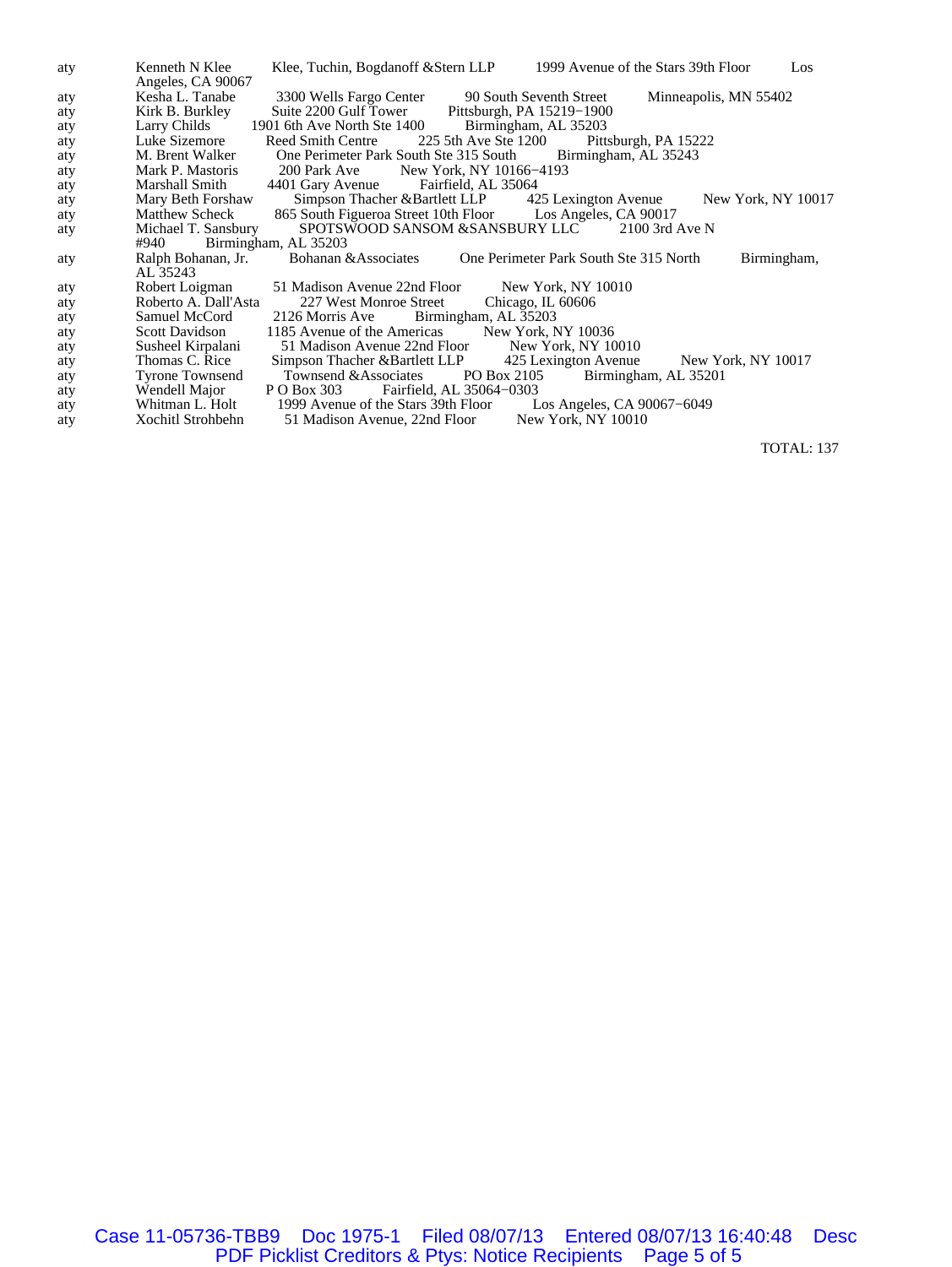| | | |
|---|---|---|
| aty | Kenneth N Klee | Klee, Tuchin, Bogdanoff &Stern LLP 1999 Avenue of the Stars 39th Floor Los Angeles, CA 90067 |
| aty | Kesha L. Tanabe | 3300 Wells Fargo Center 90 South Seventh Street Minneapolis, MN 55402 |
| aty | Kirk B. Burkley | Suite 2200 Gulf Tower Pittsburgh, PA 15219−1900 |
| aty | Larry Childs | 1901 6th Ave North Ste 1400 Birmingham, AL 35203 |
| aty | Luke Sizemore | Reed Smith Centre 225 5th Ave Ste 1200 Pittsburgh, PA 15222 |
| aty | M. Brent Walker | One Perimeter Park South Ste 315 South Birmingham, AL 35243 |
| aty | Mark P. Mastoris | 200 Park Ave New York, NY 10166−4193 |
| aty | Marshall Smith | 4401 Gary Avenue Fairfield, AL 35064 |
| aty | Mary Beth Forshaw | Simpson Thacher &Bartlett LLP 425 Lexington Avenue New York, NY 10017 |
| aty | Matthew Scheck | 865 South Figueroa Street 10th Floor Los Angeles, CA 90017 |
| aty | Michael T. Sansbury | SPOTSWOOD SANSOM &SANSBURY LLC 2100 3rd Ave N #940 Birmingham, AL 35203 |
| aty | Ralph Bohanan, Jr. | Bohanan &Associates One Perimeter Park South Ste 315 North Birmingham, AL 35243 |
| aty | Robert Loigman | 51 Madison Avenue 22nd Floor New York, NY 10010 |
| aty | Roberto A. Dall'Asta | 227 West Monroe Street Chicago, IL 60606 |
| aty | Samuel McCord | 2126 Morris Ave Birmingham, AL 35203 |
| aty | Scott Davidson | 1185 Avenue of the Americas New York, NY 10036 |
| aty | Susheel Kirpalani | 51 Madison Avenue 22nd Floor New York, NY 10010 |
| aty | Thomas C. Rice | Simpson Thacher &Bartlett LLP 425 Lexington Avenue New York, NY 10017 |
| aty | Tyrone Townsend | Townsend &Associates PO Box 2105 Birmingham, AL 35201 |
| aty | Wendell Major | P O Box 303 Fairfield, AL 35064−0303 |
| aty | Whitman L. Holt | 1999 Avenue of the Stars 39th Floor Los Angeles, CA 90067−6049 |
| aty | Xochitl Strohbehn | 51 Madison Avenue, 22nd Floor New York, NY 10010 |

TOTAL: 137

Case 11-05736-TBB9 Doc 1975-1 Filed 08/07/13 Entered 08/07/13 16:40:48 Desc PDF Picklist Creditors & Ptys: Notice Recipients Page 5 of 5